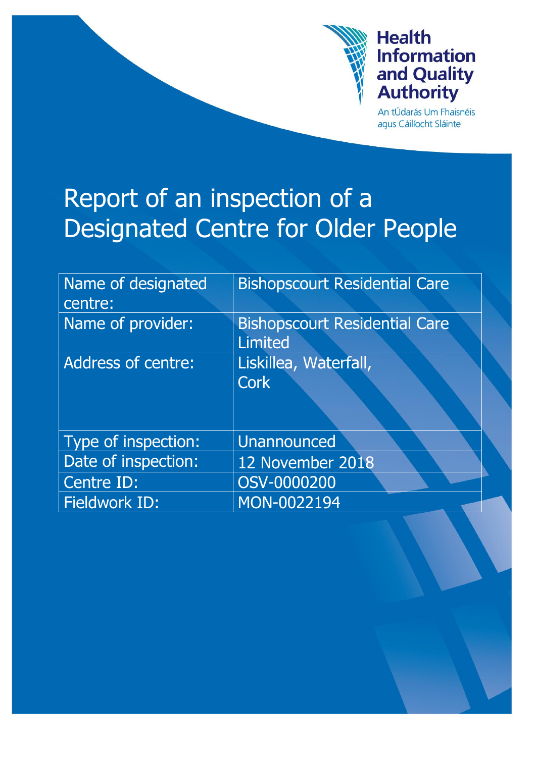Health Information and Quality Authority

An tÚdarás Um Fhaisnéis agus Cáilíocht Sláinte

# Report of an inspection of a Designated Centre for Older People

| Name of designated centre: | Bishopscourt Residential Care |
|---|---|
| Name of provider: | Bishopscourt Residential Care Limited |
| Address of centre: | Liskillea, Waterfall, Cork |
| Type of inspection: | Unannounced |
| Date of inspection: | 12 November 2018 |
| Centre ID: | OSV-0000200 |
| Fieldwork ID: | MON-0022194 |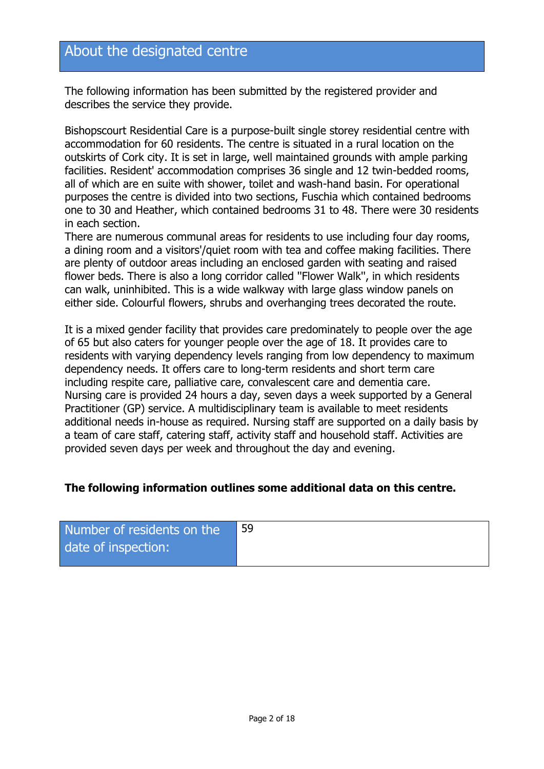## About the designated centre

The following information has been submitted by the registered provider and describes the service they provide.

Bishopscourt Residential Care is a purpose-built single storey residential centre with accommodation for 60 residents. The centre is situated in a rural location on the outskirts of Cork city. It is set in large, well maintained grounds with ample parking facilities. Resident' accommodation comprises 36 single and 12 twin-bedded rooms, all of which are en suite with shower, toilet and wash-hand basin. For operational purposes the centre is divided into two sections, Fuschia which contained bedrooms one to 30 and Heather, which contained bedrooms 31 to 48. There were 30 residents in each section.
There are numerous communal areas for residents to use including four day rooms, a dining room and a visitors'/quiet room with tea and coffee making facilities. There are plenty of outdoor areas including an enclosed garden with seating and raised flower beds. There is also a long corridor called "Flower Walk", in which residents can walk, uninhibited. This is a wide walkway with large glass window panels on either side. Colourful flowers, shrubs and overhanging trees decorated the route.

It is a mixed gender facility that provides care predominately to people over the age of 65 but also caters for younger people over the age of 18. It provides care to residents with varying dependency levels ranging from low dependency to maximum dependency needs. It offers care to long-term residents and short term care including respite care, palliative care, convalescent care and dementia care. Nursing care is provided 24 hours a day, seven days a week supported by a General Practitioner (GP) service. A multidisciplinary team is available to meet residents additional needs in-house as required. Nursing staff are supported on a daily basis by a team of care staff, catering staff, activity staff and household staff. Activities are provided seven days per week and throughout the day and evening.

**The following information outlines some additional data on this centre.**

| Number of residents on the date of inspection: | 59 |
|---|---|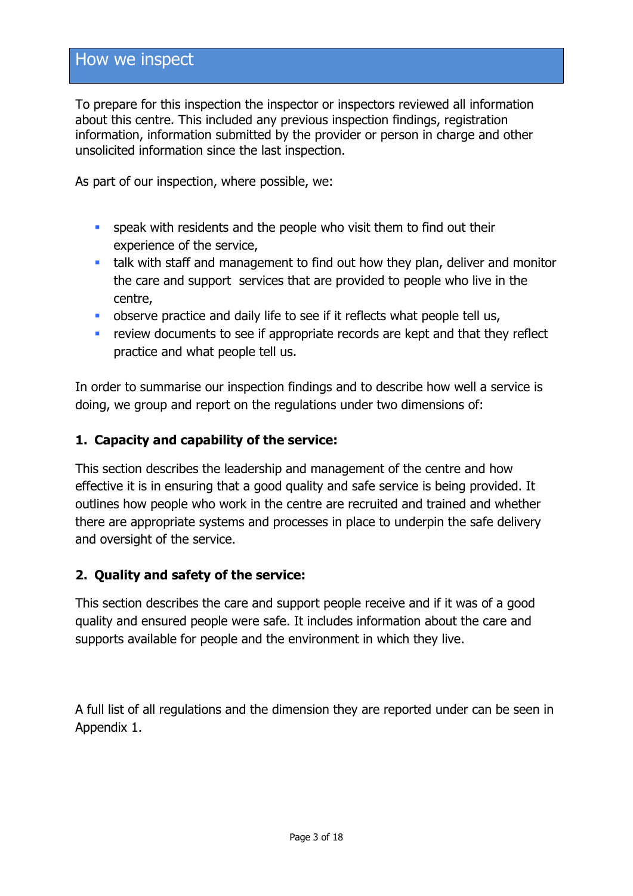## How we inspect

To prepare for this inspection the inspector or inspectors reviewed all information about this centre. This included any previous inspection findings, registration information, information submitted by the provider or person in charge and other unsolicited information since the last inspection.

As part of our inspection, where possible, we:

- speak with residents and the people who visit them to find out their experience of the service,
- talk with staff and management to find out how they plan, deliver and monitor the care and support services that are provided to people who live in the centre,
- observe practice and daily life to see if it reflects what people tell us,
- review documents to see if appropriate records are kept and that they reflect practice and what people tell us.

In order to summarise our inspection findings and to describe how well a service is doing, we group and report on the regulations under two dimensions of:

**1. Capacity and capability of the service:**

This section describes the leadership and management of the centre and how effective it is in ensuring that a good quality and safe service is being provided. It outlines how people who work in the centre are recruited and trained and whether there are appropriate systems and processes in place to underpin the safe delivery and oversight of the service.

**2. Quality and safety of the service:**

This section describes the care and support people receive and if it was of a good quality and ensured people were safe. It includes information about the care and supports available for people and the environment in which they live.

A full list of all regulations and the dimension they are reported under can be seen in Appendix 1.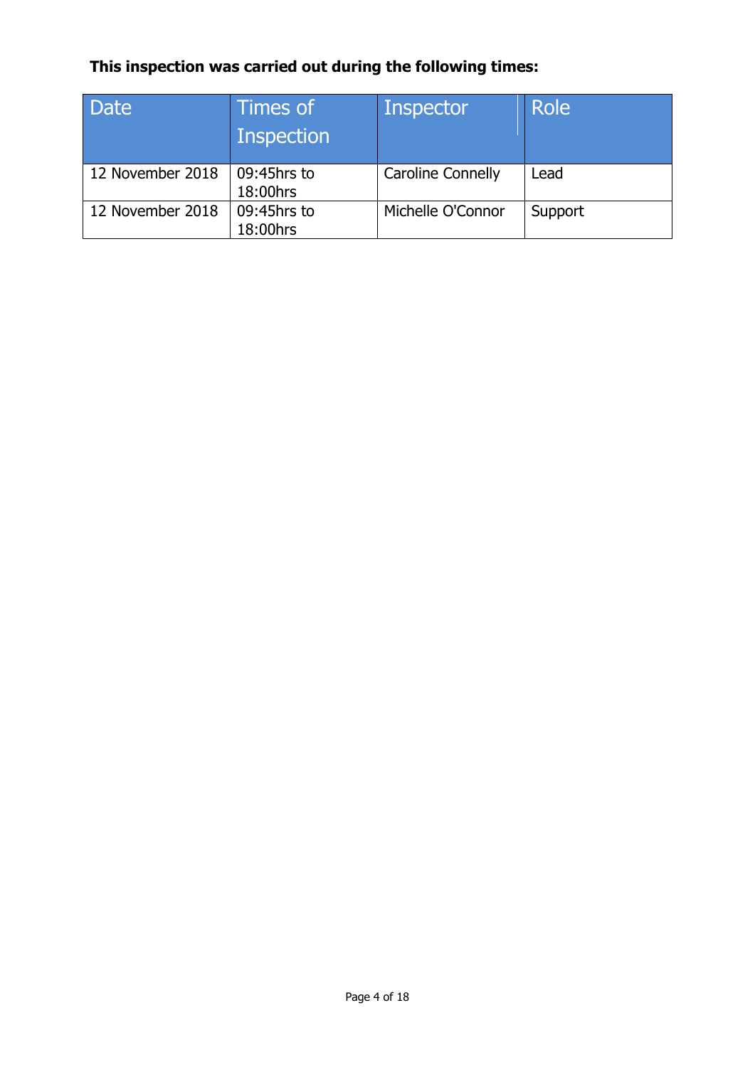**This inspection was carried out during the following times:**

| Date | Times of Inspection | Inspector | Role |
|---|---|---|---|
| 12 November 2018 | 09:45hrs to 18:00hrs | Caroline Connelly | Lead |
| 12 November 2018 | 09:45hrs to 18:00hrs | Michelle O'Connor | Support |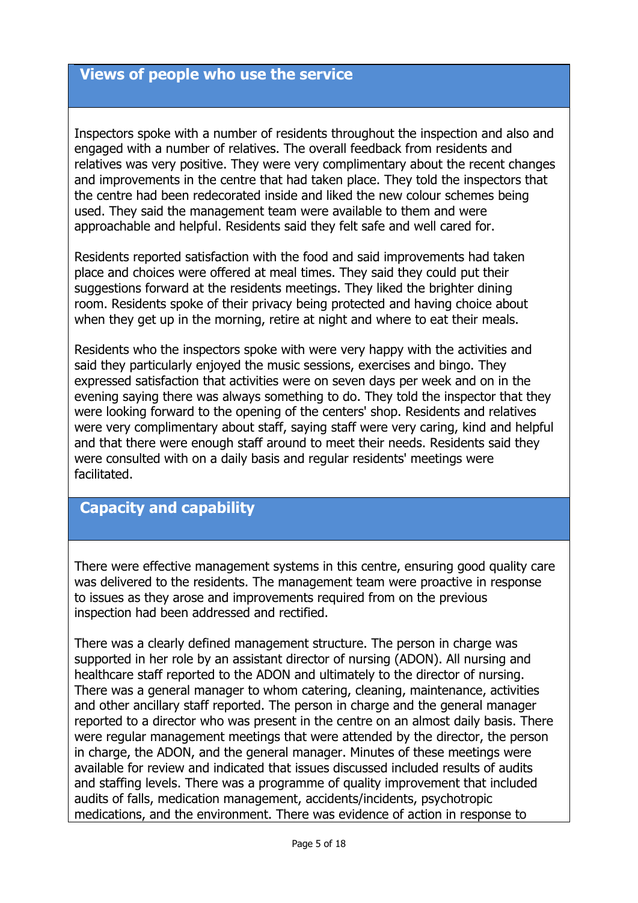## Views of people who use the service

Inspectors spoke with a number of residents throughout the inspection and also and engaged with a number of relatives. The overall feedback from residents and relatives was very positive. They were very complimentary about the recent changes and improvements in the centre that had taken place. They told the inspectors that the centre had been redecorated inside and liked the new colour schemes being used. They said the management team were available to them and were approachable and helpful. Residents said they felt safe and well cared for.

Residents reported satisfaction with the food and said improvements had taken place and choices were offered at meal times. They said they could put their suggestions forward at the residents meetings. They liked the brighter dining room. Residents spoke of their privacy being protected and having choice about when they get up in the morning, retire at night and where to eat their meals.

Residents who the inspectors spoke with were very happy with the activities and said they particularly enjoyed the music sessions, exercises and bingo. They expressed satisfaction that activities were on seven days per week and on in the evening saying there was always something to do. They told the inspector that they were looking forward to the opening of the centers' shop. Residents and relatives were very complimentary about staff, saying staff were very caring, kind and helpful and that there were enough staff around to meet their needs. Residents said they were consulted with on a daily basis and regular residents' meetings were facilitated.

## Capacity and capability

There were effective management systems in this centre, ensuring good quality care was delivered to the residents. The management team were proactive in response to issues as they arose and improvements required from on the previous inspection had been addressed and rectified.

There was a clearly defined management structure. The person in charge was supported in her role by an assistant director of nursing (ADON). All nursing and healthcare staff reported to the ADON and ultimately to the director of nursing. There was a general manager to whom catering, cleaning, maintenance, activities and other ancillary staff reported. The person in charge and the general manager reported to a director who was present in the centre on an almost daily basis. There were regular management meetings that were attended by the director, the person in charge, the ADON, and the general manager. Minutes of these meetings were available for review and indicated that issues discussed included results of audits and staffing levels. There was a programme of quality improvement that included audits of falls, medication management, accidents/incidents, psychotropic medications, and the environment. There was evidence of action in response to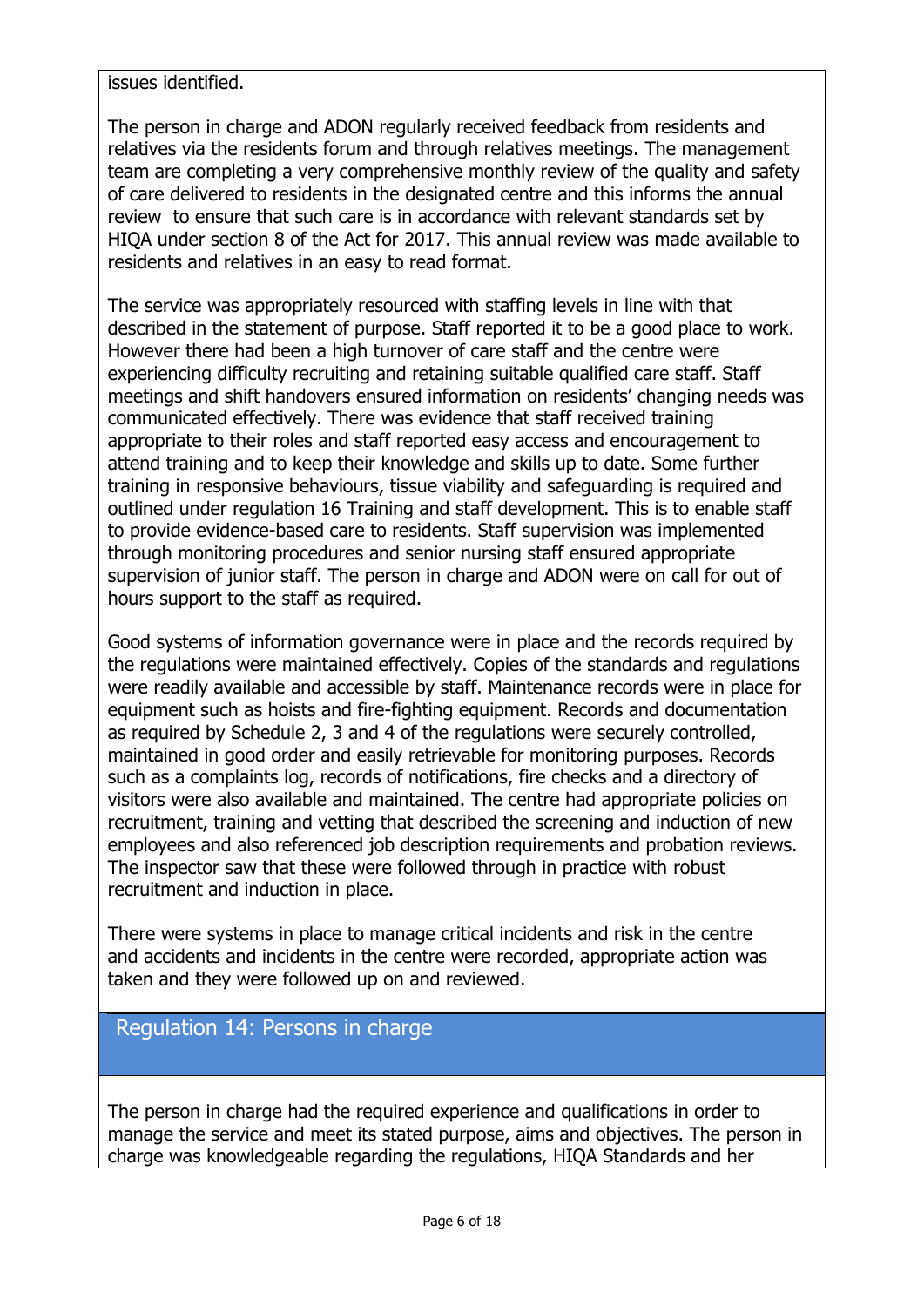issues identified.

The person in charge and ADON regularly received feedback from residents and relatives via the residents forum and through relatives meetings. The management team are completing a very comprehensive monthly review of the quality and safety of care delivered to residents in the designated centre and this informs the annual review  to ensure that such care is in accordance with relevant standards set by HIQA under section 8 of the Act for 2017. This annual review was made available to residents and relatives in an easy to read format.

The service was appropriately resourced with staffing levels in line with that described in the statement of purpose. Staff reported it to be a good place to work. However there had been a high turnover of care staff and the centre were experiencing difficulty recruiting and retaining suitable qualified care staff. Staff meetings and shift handovers ensured information on residents' changing needs was communicated effectively. There was evidence that staff received training appropriate to their roles and staff reported easy access and encouragement to attend training and to keep their knowledge and skills up to date. Some further training in responsive behaviours, tissue viability and safeguarding is required and outlined under regulation 16 Training and staff development. This is to enable staff to provide evidence-based care to residents. Staff supervision was implemented through monitoring procedures and senior nursing staff ensured appropriate supervision of junior staff. The person in charge and ADON were on call for out of hours support to the staff as required.

Good systems of information governance were in place and the records required by the regulations were maintained effectively. Copies of the standards and regulations were readily available and accessible by staff. Maintenance records were in place for equipment such as hoists and fire-fighting equipment. Records and documentation as required by Schedule 2, 3 and 4 of the regulations were securely controlled, maintained in good order and easily retrievable for monitoring purposes. Records such as a complaints log, records of notifications, fire checks and a directory of visitors were also available and maintained. The centre had appropriate policies on recruitment, training and vetting that described the screening and induction of new employees and also referenced job description requirements and probation reviews. The inspector saw that these were followed through in practice with robust recruitment and induction in place.

There were systems in place to manage critical incidents and risk in the centre and accidents and incidents in the centre were recorded, appropriate action was taken and they were followed up on and reviewed.

## Regulation 14: Persons in charge

The person in charge had the required experience and qualifications in order to manage the service and meet its stated purpose, aims and objectives. The person in charge was knowledgeable regarding the regulations, HIQA Standards and her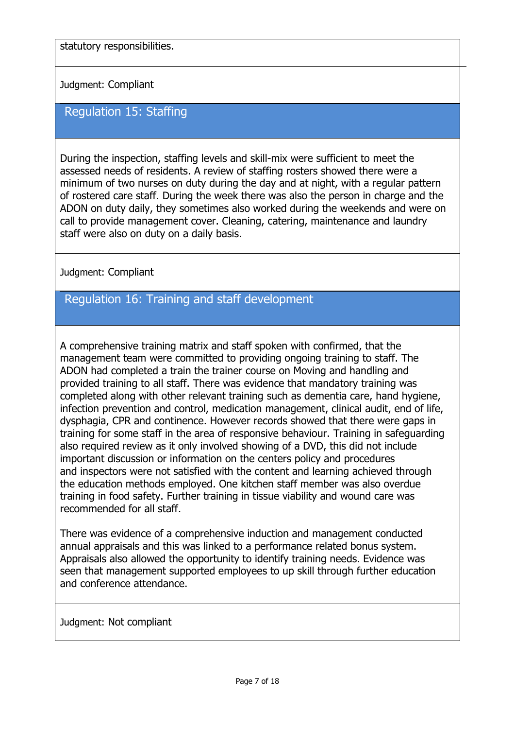statutory responsibilities.

Judgment: Compliant

## Regulation 15: Staffing

During the inspection, staffing levels and skill-mix were sufficient to meet the assessed needs of residents. A review of staffing rosters showed there were a minimum of two nurses on duty during the day and at night, with a regular pattern of rostered care staff. During the week there was also the person in charge and the ADON on duty daily, they sometimes also worked during the weekends and were on call to provide management cover. Cleaning, catering, maintenance and laundry staff were also on duty on a daily basis.

Judgment: Compliant

## Regulation 16: Training and staff development

A comprehensive training matrix and staff spoken with confirmed, that the management team were committed to providing ongoing training to staff. The ADON had completed a train the trainer course on Moving and handling and provided training to all staff. There was evidence that mandatory training was completed along with other relevant training such as dementia care, hand hygiene, infection prevention and control, medication management, clinical audit, end of life, dysphagia, CPR and continence. However records showed that there were gaps in training for some staff in the area of responsive behaviour. Training in safeguarding also required review as it only involved showing of a DVD, this did not include important discussion or information on the centers policy and procedures and inspectors were not satisfied with the content and learning achieved through the education methods employed. One kitchen staff member was also overdue training in food safety. Further training in tissue viability and wound care was recommended for all staff.

There was evidence of a comprehensive induction and management conducted annual appraisals and this was linked to a performance related bonus system. Appraisals also allowed the opportunity to identify training needs. Evidence was seen that management supported employees to up skill through further education and conference attendance.

Judgment: Not compliant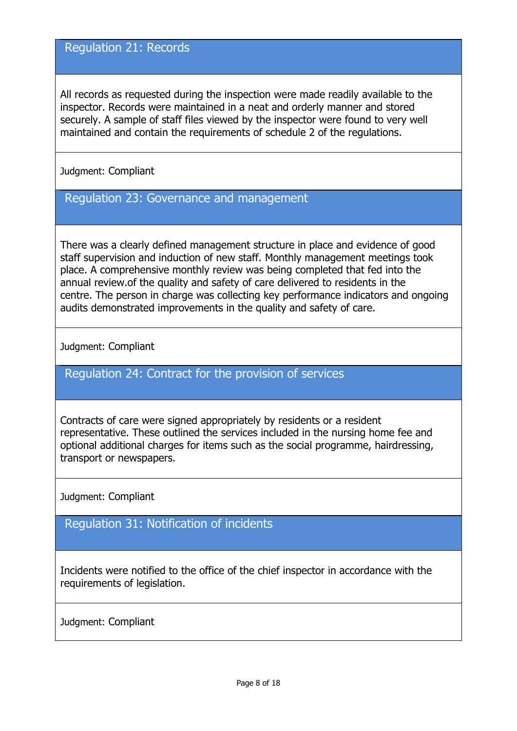## Regulation 21: Records

All records as requested during the inspection were made readily available to the inspector. Records were maintained in a neat and orderly manner and stored securely. A sample of staff files viewed by the inspector were found to very well maintained and contain the requirements of schedule 2 of the regulations.

Judgment: Compliant

## Regulation 23: Governance and management

There was a clearly defined management structure in place and evidence of good staff supervision and induction of new staff. Monthly management meetings took place. A comprehensive monthly review was being completed that fed into the annual review.of the quality and safety of care delivered to residents in the centre. The person in charge was collecting key performance indicators and ongoing audits demonstrated improvements in the quality and safety of care.

Judgment: Compliant

## Regulation 24: Contract for the provision of services

Contracts of care were signed appropriately by residents or a resident representative. These outlined the services included in the nursing home fee and optional additional charges for items such as the social programme, hairdressing, transport or newspapers.

Judgment: Compliant

## Regulation 31: Notification of incidents

Incidents were notified to the office of the chief inspector in accordance with the requirements of legislation.

Judgment: Compliant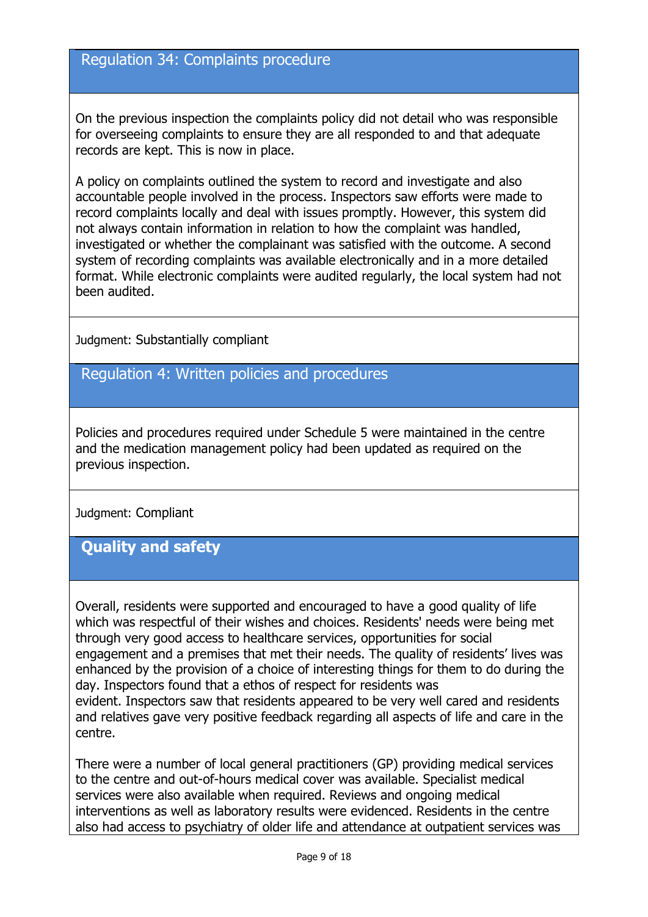## Regulation 34: Complaints procedure

On the previous inspection the complaints policy did not detail who was responsible for overseeing complaints to ensure they are all responded to and that adequate records are kept. This is now in place.

A policy on complaints outlined the system to record and investigate and also accountable people involved in the process. Inspectors saw efforts were made to record complaints locally and deal with issues promptly. However, this system did not always contain information in relation to how the complaint was handled, investigated or whether the complainant was satisfied with the outcome. A second system of recording complaints was available electronically and in a more detailed format. While electronic complaints were audited regularly, the local system had not been audited.

Judgment: Substantially compliant

## Regulation 4: Written policies and procedures

Policies and procedures required under Schedule 5 were maintained in the centre and the medication management policy had been updated as required on the previous inspection.

Judgment: Compliant

## **Quality and safety**

Overall, residents were supported and encouraged to have a good quality of life which was respectful of their wishes and choices. Residents' needs were being met through very good access to healthcare services, opportunities for social engagement and a premises that met their needs. The quality of residents' lives was enhanced by the provision of a choice of interesting things for them to do during the day. Inspectors found that a ethos of respect for residents was evident. Inspectors saw that residents appeared to be very well cared and residents and relatives gave very positive feedback regarding all aspects of life and care in the centre.

There were a number of local general practitioners (GP) providing medical services to the centre and out-of-hours medical cover was available. Specialist medical services were also available when required. Reviews and ongoing medical interventions as well as laboratory results were evidenced. Residents in the centre also had access to psychiatry of older life and attendance at outpatient services was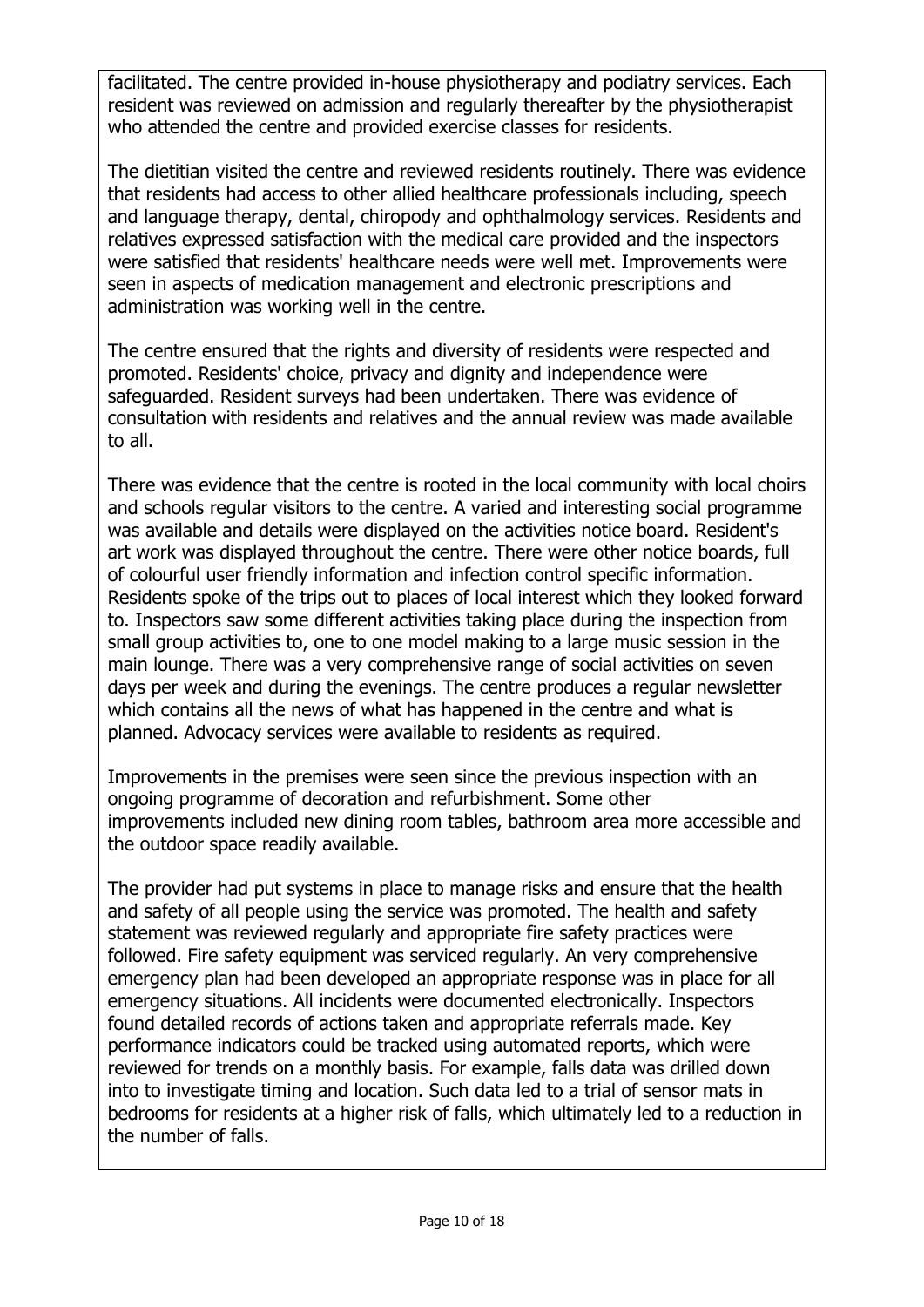facilitated. The centre provided in-house physiotherapy and podiatry services. Each resident was reviewed on admission and regularly thereafter by the physiotherapist who attended the centre and provided exercise classes for residents.

The dietitian visited the centre and reviewed residents routinely. There was evidence that residents had access to other allied healthcare professionals including, speech and language therapy, dental, chiropody and ophthalmology services. Residents and relatives expressed satisfaction with the medical care provided and the inspectors were satisfied that residents' healthcare needs were well met. Improvements were seen in aspects of medication management and electronic prescriptions and administration was working well in the centre.

The centre ensured that the rights and diversity of residents were respected and promoted. Residents' choice, privacy and dignity and independence were safeguarded. Resident surveys had been undertaken. There was evidence of consultation with residents and relatives and the annual review was made available to all.

There was evidence that the centre is rooted in the local community with local choirs and schools regular visitors to the centre. A varied and interesting social programme was available and details were displayed on the activities notice board. Resident's art work was displayed throughout the centre. There were other notice boards, full of colourful user friendly information and infection control specific information. Residents spoke of the trips out to places of local interest which they looked forward to. Inspectors saw some different activities taking place during the inspection from small group activities to, one to one model making to a large music session in the main lounge. There was a very comprehensive range of social activities on seven days per week and during the evenings. The centre produces a regular newsletter which contains all the news of what has happened in the centre and what is planned. Advocacy services were available to residents as required.

Improvements in the premises were seen since the previous inspection with an ongoing programme of decoration and refurbishment. Some other improvements included new dining room tables, bathroom area more accessible and the outdoor space readily available.

The provider had put systems in place to manage risks and ensure that the health and safety of all people using the service was promoted. The health and safety statement was reviewed regularly and appropriate fire safety practices were followed. Fire safety equipment was serviced regularly. An very comprehensive emergency plan had been developed an appropriate response was in place for all emergency situations. All incidents were documented electronically. Inspectors found detailed records of actions taken and appropriate referrals made. Key performance indicators could be tracked using automated reports, which were reviewed for trends on a monthly basis. For example, falls data was drilled down into to investigate timing and location. Such data led to a trial of sensor mats in bedrooms for residents at a higher risk of falls, which ultimately led to a reduction in the number of falls.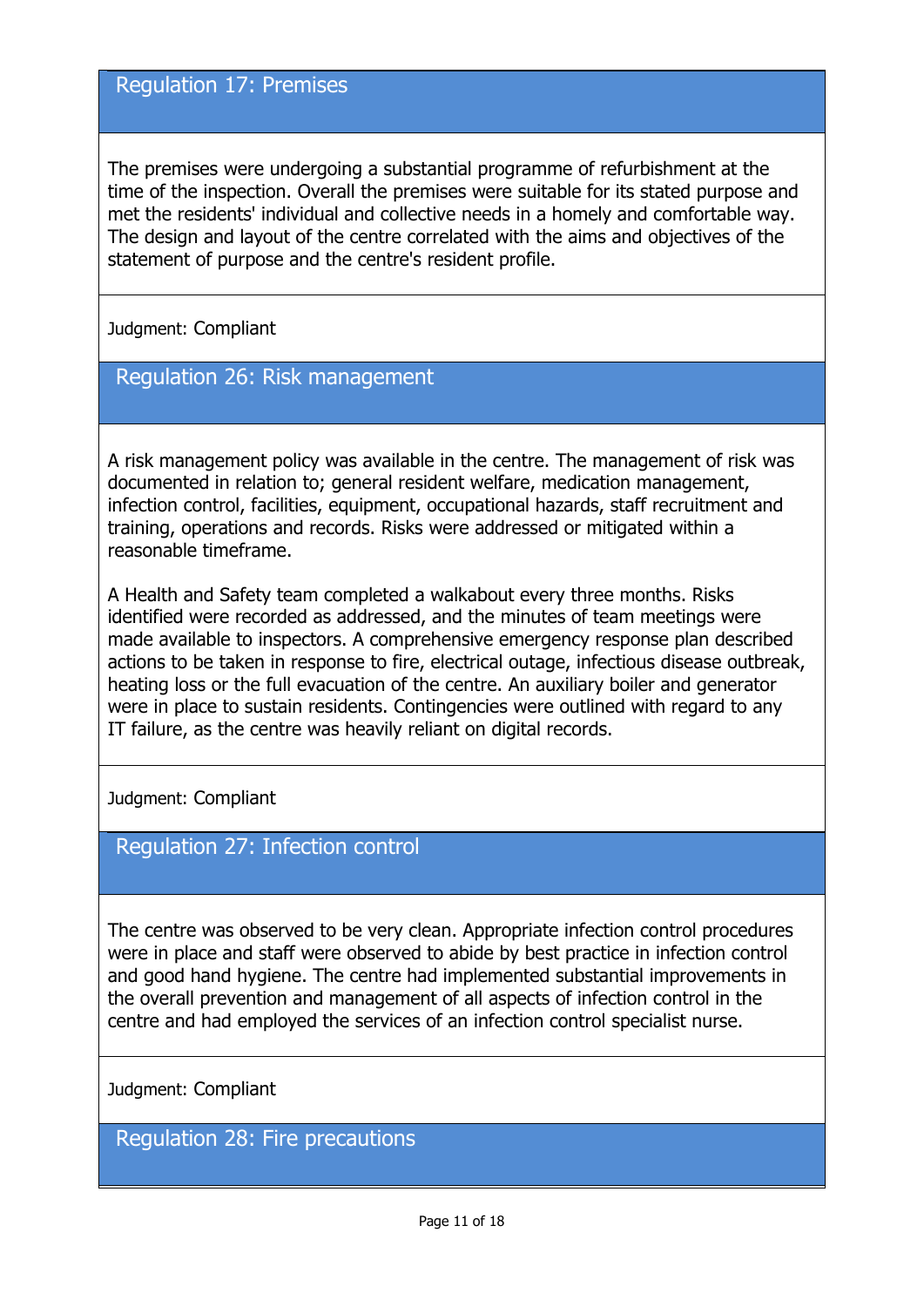## Regulation 17: Premises

The premises were undergoing a substantial programme of refurbishment at the time of the inspection. Overall the premises were suitable for its stated purpose and met the residents' individual and collective needs in a homely and comfortable way. The design and layout of the centre correlated with the aims and objectives of the statement of purpose and the centre's resident profile.

Judgment: Compliant

## Regulation 26: Risk management

A risk management policy was available in the centre. The management of risk was documented in relation to; general resident welfare, medication management, infection control, facilities, equipment, occupational hazards, staff recruitment and training, operations and records. Risks were addressed or mitigated within a reasonable timeframe.

A Health and Safety team completed a walkabout every three months. Risks identified were recorded as addressed, and the minutes of team meetings were made available to inspectors. A comprehensive emergency response plan described actions to be taken in response to fire, electrical outage, infectious disease outbreak, heating loss or the full evacuation of the centre. An auxiliary boiler and generator were in place to sustain residents. Contingencies were outlined with regard to any IT failure, as the centre was heavily reliant on digital records.

Judgment: Compliant

## Regulation 27: Infection control

The centre was observed to be very clean. Appropriate infection control procedures were in place and staff were observed to abide by best practice in infection control and good hand hygiene. The centre had implemented substantial improvements in the overall prevention and management of all aspects of infection control in the centre and had employed the services of an infection control specialist nurse.

Judgment: Compliant

## Regulation 28: Fire precautions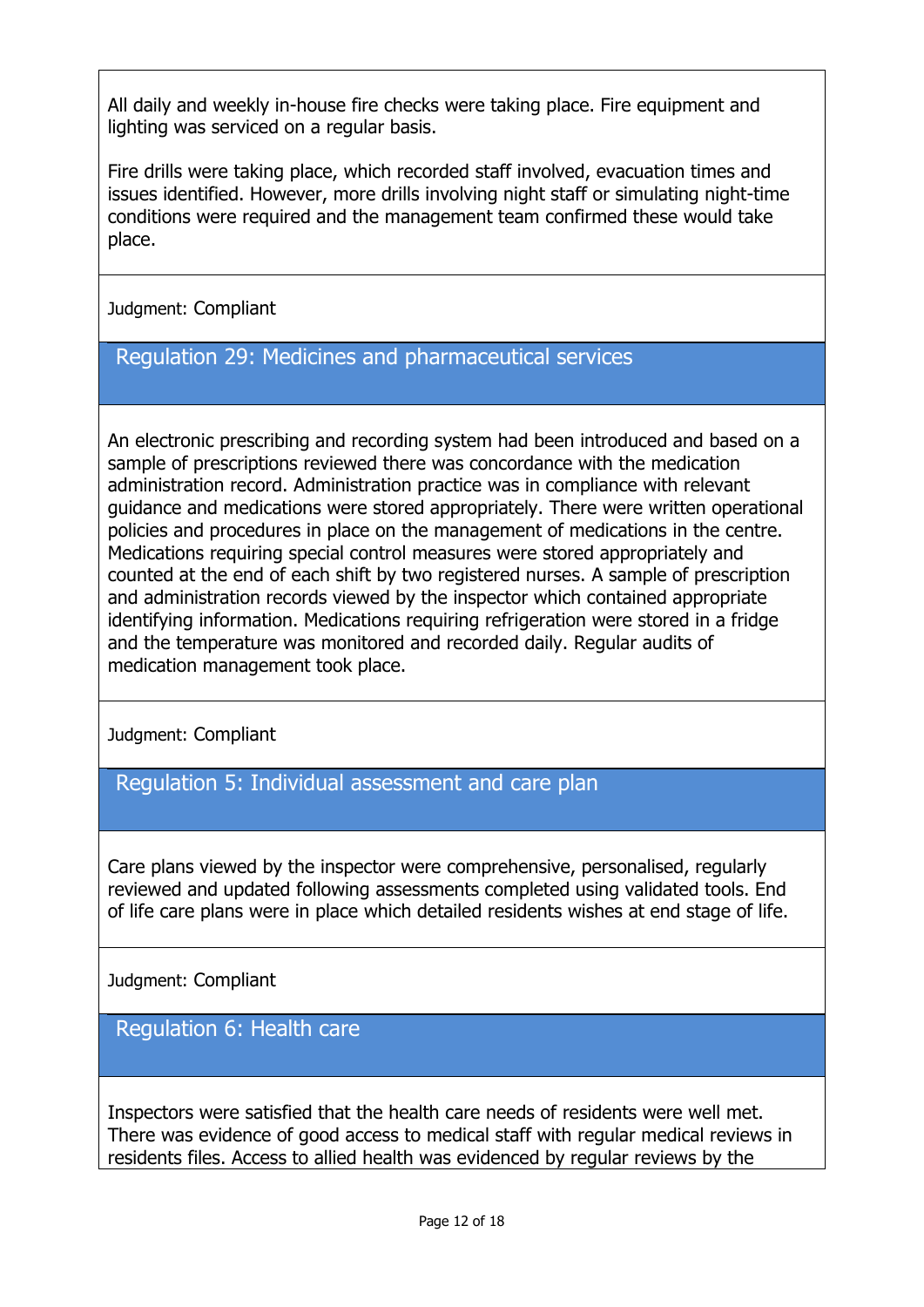All daily and weekly in-house fire checks were taking place. Fire equipment and lighting was serviced on a regular basis.

Fire drills were taking place, which recorded staff involved, evacuation times and issues identified. However, more drills involving night staff or simulating night-time conditions were required and the management team confirmed these would take place.

Judgment: Compliant

## Regulation 29: Medicines and pharmaceutical services

An electronic prescribing and recording system had been introduced and based on a sample of prescriptions reviewed there was concordance with the medication administration record. Administration practice was in compliance with relevant guidance and medications were stored appropriately. There were written operational policies and procedures in place on the management of medications in the centre. Medications requiring special control measures were stored appropriately and counted at the end of each shift by two registered nurses. A sample of prescription and administration records viewed by the inspector which contained appropriate identifying information. Medications requiring refrigeration were stored in a fridge and the temperature was monitored and recorded daily. Regular audits of medication management took place.

Judgment: Compliant

## Regulation 5: Individual assessment and care plan

Care plans viewed by the inspector were comprehensive, personalised, regularly reviewed and updated following assessments completed using validated tools. End of life care plans were in place which detailed residents wishes at end stage of life.

Judgment: Compliant

## Regulation 6: Health care

Inspectors were satisfied that the health care needs of residents were well met. There was evidence of good access to medical staff with regular medical reviews in residents files. Access to allied health was evidenced by regular reviews by the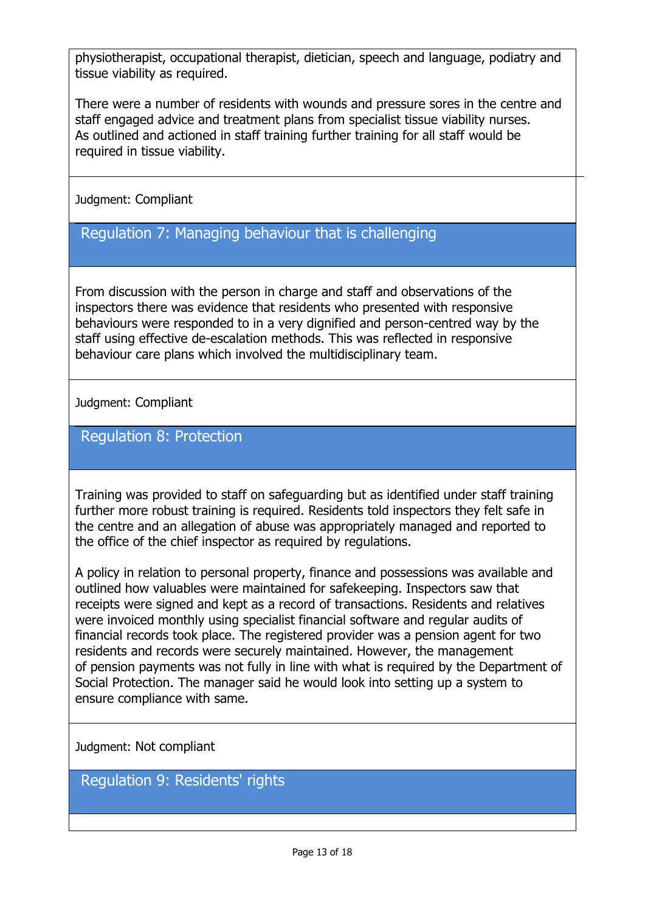physiotherapist, occupational therapist, dietician, speech and language, podiatry and tissue viability as required.

There were a number of residents with wounds and pressure sores in the centre and staff engaged advice and treatment plans from specialist tissue viability nurses. As outlined and actioned in staff training further training for all staff would be required in tissue viability.

Judgment: Compliant

## Regulation 7: Managing behaviour that is challenging

From discussion with the person in charge and staff and observations of the inspectors there was evidence that residents who presented with responsive behaviours were responded to in a very dignified and person-centred way by the staff using effective de-escalation methods. This was reflected in responsive behaviour care plans which involved the multidisciplinary team.

Judgment: Compliant

## Regulation 8: Protection

Training was provided to staff on safeguarding but as identified under staff training further more robust training is required. Residents told inspectors they felt safe in the centre and an allegation of abuse was appropriately managed and reported to the office of the chief inspector as required by regulations.

A policy in relation to personal property, finance and possessions was available and outlined how valuables were maintained for safekeeping. Inspectors saw that receipts were signed and kept as a record of transactions. Residents and relatives were invoiced monthly using specialist financial software and regular audits of financial records took place. The registered provider was a pension agent for two residents and records were securely maintained. However, the management of pension payments was not fully in line with what is required by the Department of Social Protection. The manager said he would look into setting up a system to ensure compliance with same.

Judgment: Not compliant

## Regulation 9: Residents' rights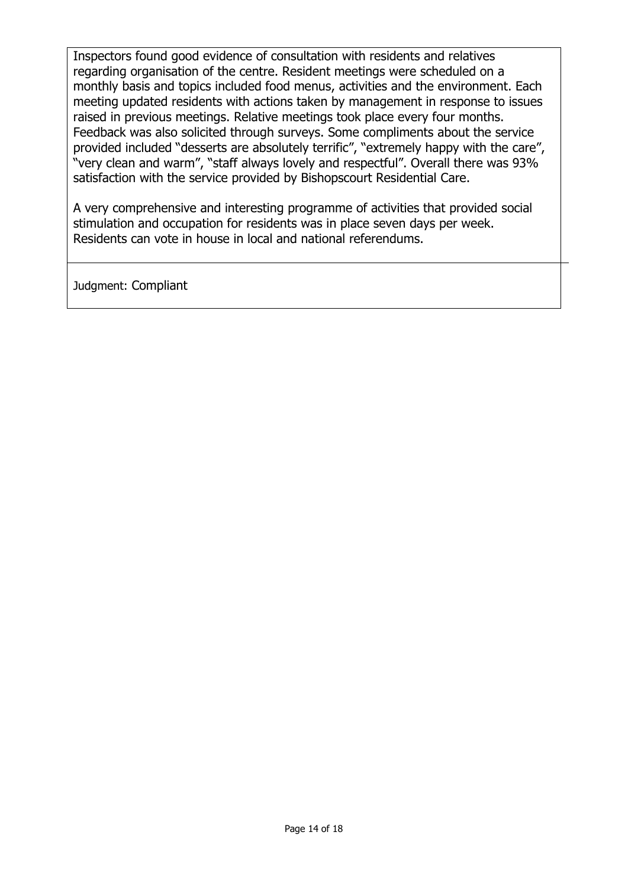Inspectors found good evidence of consultation with residents and relatives regarding organisation of the centre. Resident meetings were scheduled on a monthly basis and topics included food menus, activities and the environment. Each meeting updated residents with actions taken by management in response to issues raised in previous meetings. Relative meetings took place every four months. Feedback was also solicited through surveys. Some compliments about the service provided included "desserts are absolutely terrific", "extremely happy with the care", "very clean and warm", "staff always lovely and respectful". Overall there was 93% satisfaction with the service provided by Bishopscourt Residential Care.

A very comprehensive and interesting programme of activities that provided social stimulation and occupation for residents was in place seven days per week. Residents can vote in house in local and national referendums.

Judgment: Compliant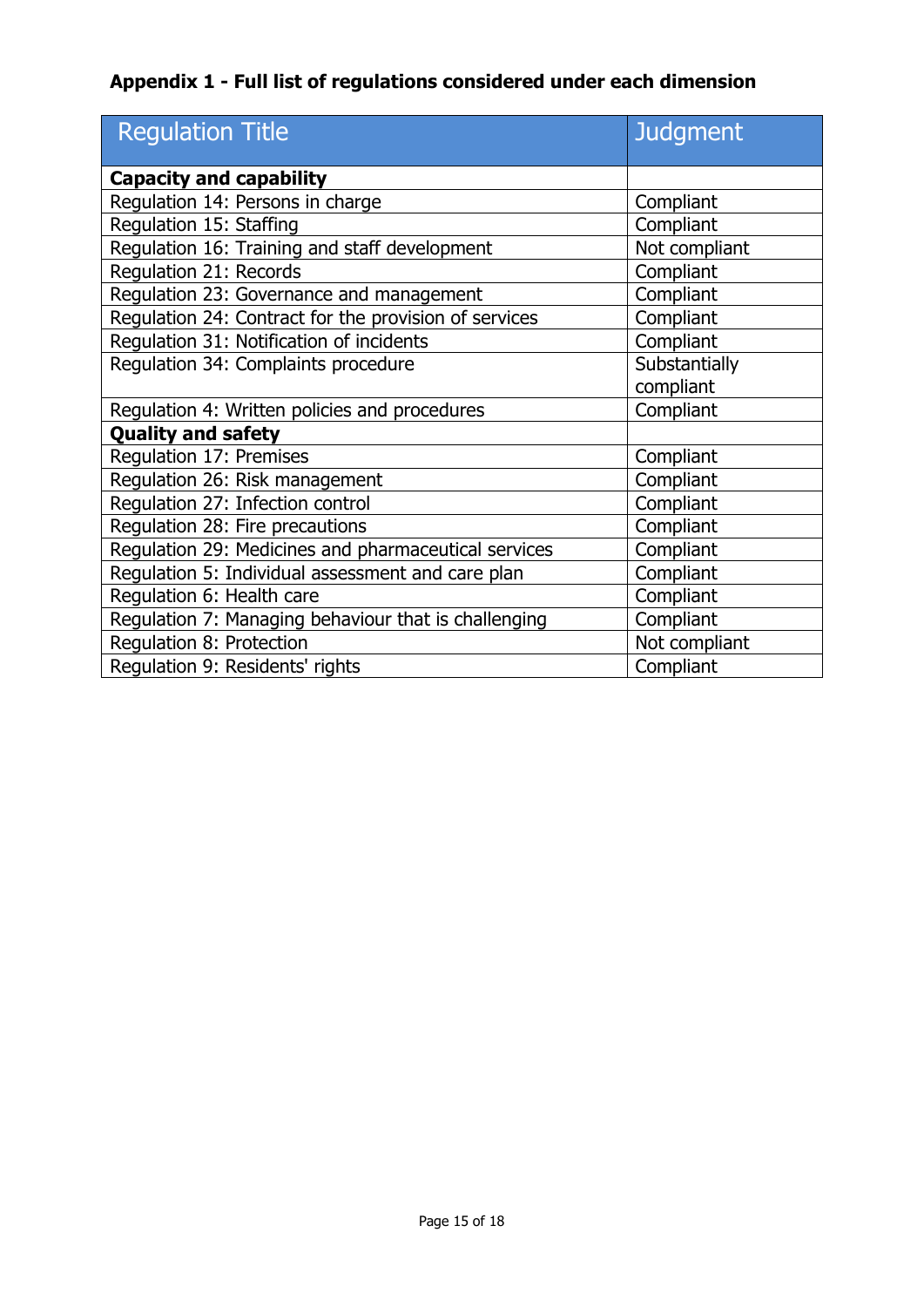**Appendix 1 - Full list of regulations considered under each dimension**

| Regulation Title | Judgment |
|---|---|
| **Capacity and capability** | |
| Regulation 14: Persons in charge | Compliant |
| Regulation 15: Staffing | Compliant |
| Regulation 16: Training and staff development | Not compliant |
| Regulation 21: Records | Compliant |
| Regulation 23: Governance and management | Compliant |
| Regulation 24: Contract for the provision of services | Compliant |
| Regulation 31: Notification of incidents | Compliant |
| Regulation 34: Complaints procedure | Substantially compliant |
| Regulation 4: Written policies and procedures | Compliant |
| **Quality and safety** | |
| Regulation 17: Premises | Compliant |
| Regulation 26: Risk management | Compliant |
| Regulation 27: Infection control | Compliant |
| Regulation 28: Fire precautions | Compliant |
| Regulation 29: Medicines and pharmaceutical services | Compliant |
| Regulation 5: Individual assessment and care plan | Compliant |
| Regulation 6: Health care | Compliant |
| Regulation 7: Managing behaviour that is challenging | Compliant |
| Regulation 8: Protection | Not compliant |
| Regulation 9: Residents' rights | Compliant |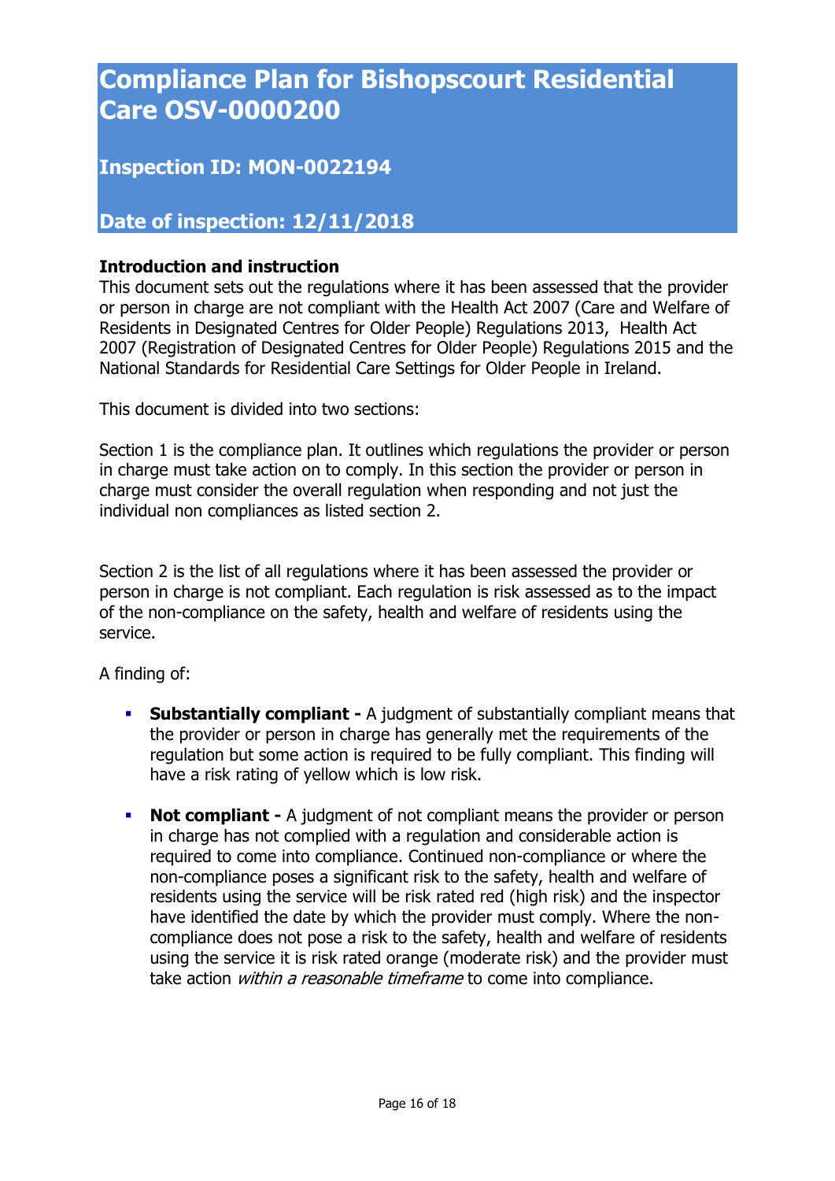# Compliance Plan for Bishopscourt Residential Care OSV-0000200

## Inspection ID: MON-0022194

## Date of inspection: 12/11/2018

**Introduction and instruction**

This document sets out the regulations where it has been assessed that the provider or person in charge are not compliant with the Health Act 2007 (Care and Welfare of Residents in Designated Centres for Older People) Regulations 2013, Health Act 2007 (Registration of Designated Centres for Older People) Regulations 2015 and the National Standards for Residential Care Settings for Older People in Ireland.

This document is divided into two sections:

Section 1 is the compliance plan. It outlines which regulations the provider or person in charge must take action on to comply. In this section the provider or person in charge must consider the overall regulation when responding and not just the individual non compliances as listed section 2.

Section 2 is the list of all regulations where it has been assessed the provider or person in charge is not compliant. Each regulation is risk assessed as to the impact of the non-compliance on the safety, health and welfare of residents using the service.

A finding of:

- **Substantially compliant -** A judgment of substantially compliant means that the provider or person in charge has generally met the requirements of the regulation but some action is required to be fully compliant. This finding will have a risk rating of yellow which is low risk.
- **Not compliant -** A judgment of not compliant means the provider or person in charge has not complied with a regulation and considerable action is required to come into compliance. Continued non-compliance or where the non-compliance poses a significant risk to the safety, health and welfare of residents using the service will be risk rated red (high risk) and the inspector have identified the date by which the provider must comply. Where the non-compliance does not pose a risk to the safety, health and welfare of residents using the service it is risk rated orange (moderate risk) and the provider must take action *within a reasonable timeframe* to come into compliance.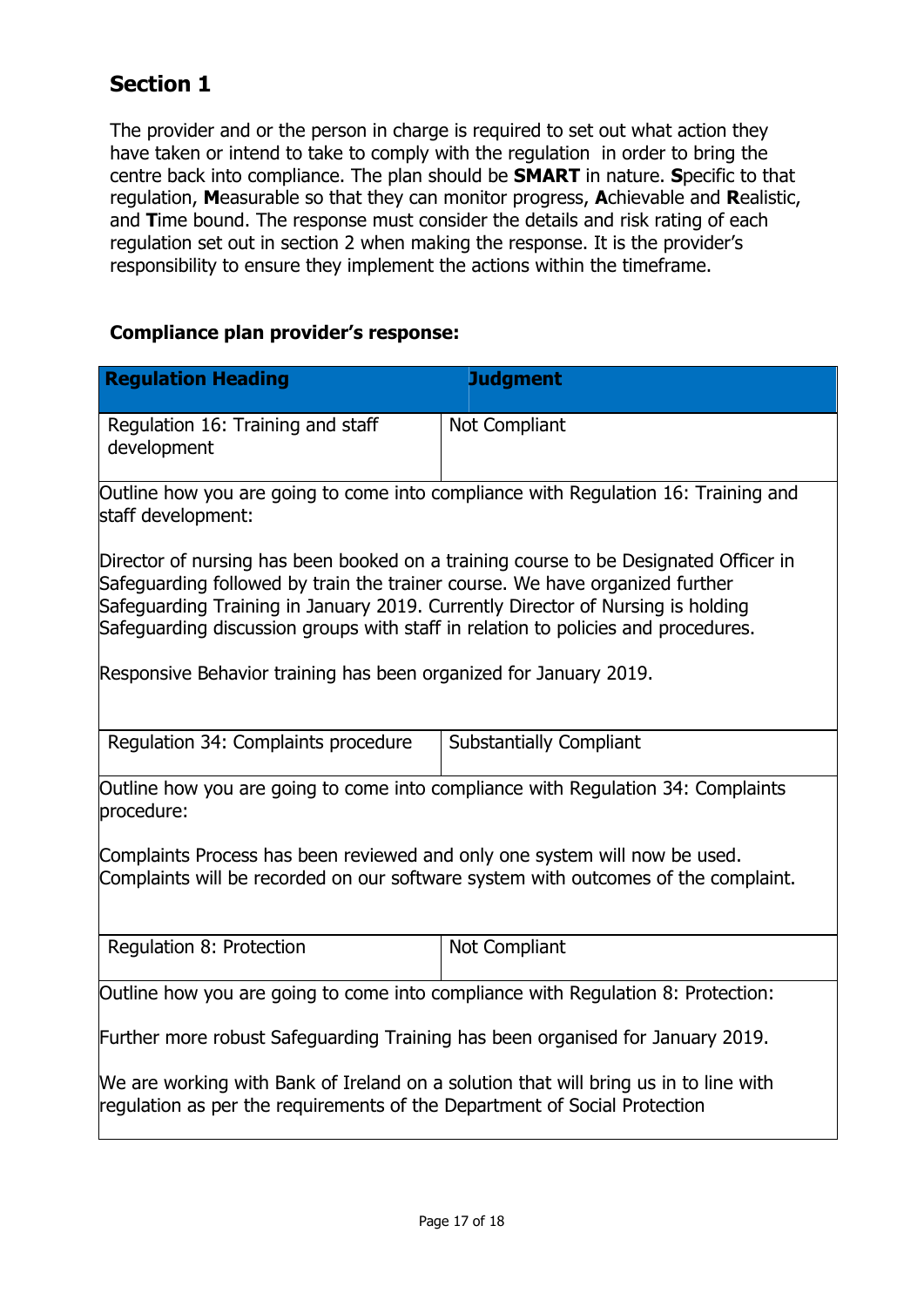## Section 1

The provider and or the person in charge is required to set out what action they have taken or intend to take to comply with the regulation in order to bring the centre back into compliance. The plan should be **SMART** in nature. **S**pecific to that regulation, **M**easurable so that they can monitor progress, **A**chievable and **R**ealistic, and **T**ime bound. The response must consider the details and risk rating of each regulation set out in section 2 when making the response. It is the provider's responsibility to ensure they implement the actions within the timeframe.

### Compliance plan provider's response:

| Regulation Heading | Judgment |
|---|---|
| Regulation 16: Training and staff development | Not Compliant |

Outline how you are going to come into compliance with Regulation 16: Training and staff development:

Director of nursing has been booked on a training course to be Designated Officer in Safeguarding followed by train the trainer course. We have organized further Safeguarding Training in January 2019. Currently Director of Nursing is holding Safeguarding discussion groups with staff in relation to policies and procedures.

Responsive Behavior training has been organized for January 2019.

| Regulation Heading | Judgment |
|---|---|
| Regulation 34: Complaints procedure | Substantially Compliant |

Outline how you are going to come into compliance with Regulation 34: Complaints procedure:

Complaints Process has been reviewed and only one system will now be used. Complaints will be recorded on our software system with outcomes of the complaint.

| Regulation Heading | Judgment |
|---|---|
| Regulation 8: Protection | Not Compliant |

Outline how you are going to come into compliance with Regulation 8: Protection:

Further more robust Safeguarding Training has been organised for January 2019.

We are working with Bank of Ireland on a solution that will bring us in to line with regulation as per the requirements of the Department of Social Protection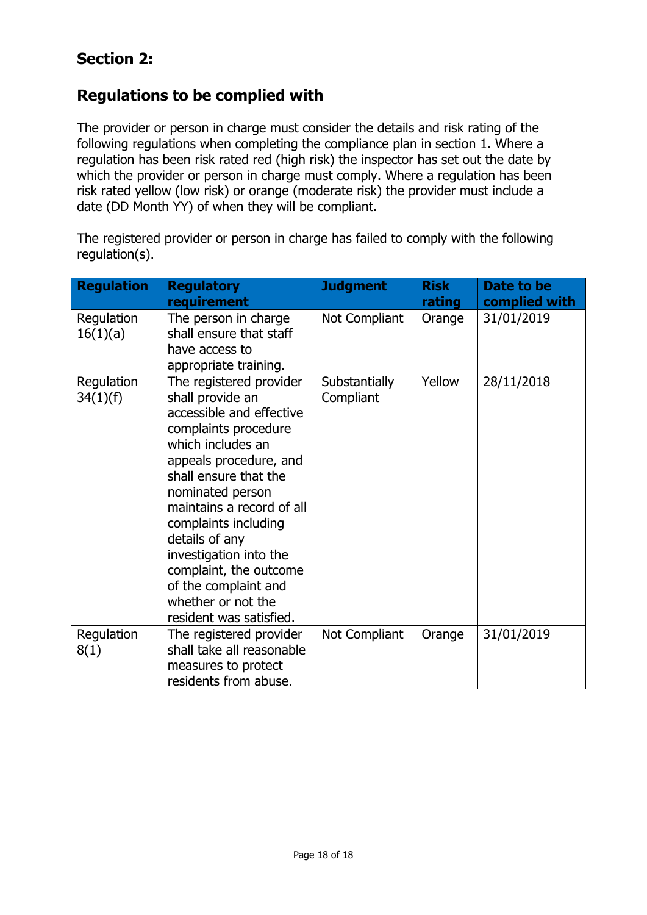## Section 2:

## Regulations to be complied with

The provider or person in charge must consider the details and risk rating of the following regulations when completing the compliance plan in section 1. Where a regulation has been risk rated red (high risk) the inspector has set out the date by which the provider or person in charge must comply. Where a regulation has been risk rated yellow (low risk) or orange (moderate risk) the provider must include a date (DD Month YY) of when they will be compliant.

The registered provider or person in charge has failed to comply with the following regulation(s).

| Regulation | Regulatory requirement | Judgment | Risk rating | Date to be complied with |
|---|---|---|---|---|
| Regulation 16(1)(a) | The person in charge shall ensure that staff have access to appropriate training. | Not Compliant | Orange | 31/01/2019 |
| Regulation 34(1)(f) | The registered provider shall provide an accessible and effective complaints procedure which includes an appeals procedure, and shall ensure that the nominated person maintains a record of all complaints including details of any investigation into the complaint, the outcome of the complaint and whether or not the resident was satisfied. | Substantially Compliant | Yellow | 28/11/2018 |
| Regulation 8(1) | The registered provider shall take all reasonable measures to protect residents from abuse. | Not Compliant | Orange | 31/01/2019 |